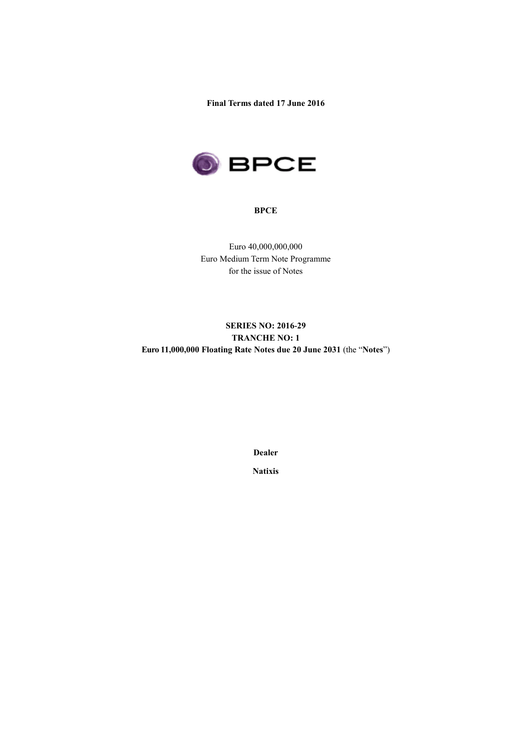**Final Terms dated 17 June 2016**

**BPCE**

Euro 40,000,000,000
Euro Medium Term Note Programme
for the issue of Notes

**SERIES NO: 2016-29**
**TRANCHE NO: 1**
**Euro 11,000,000 Floating Rate Notes due 20 June 2031** (the "**Notes**")

**Dealer**

**Natixis**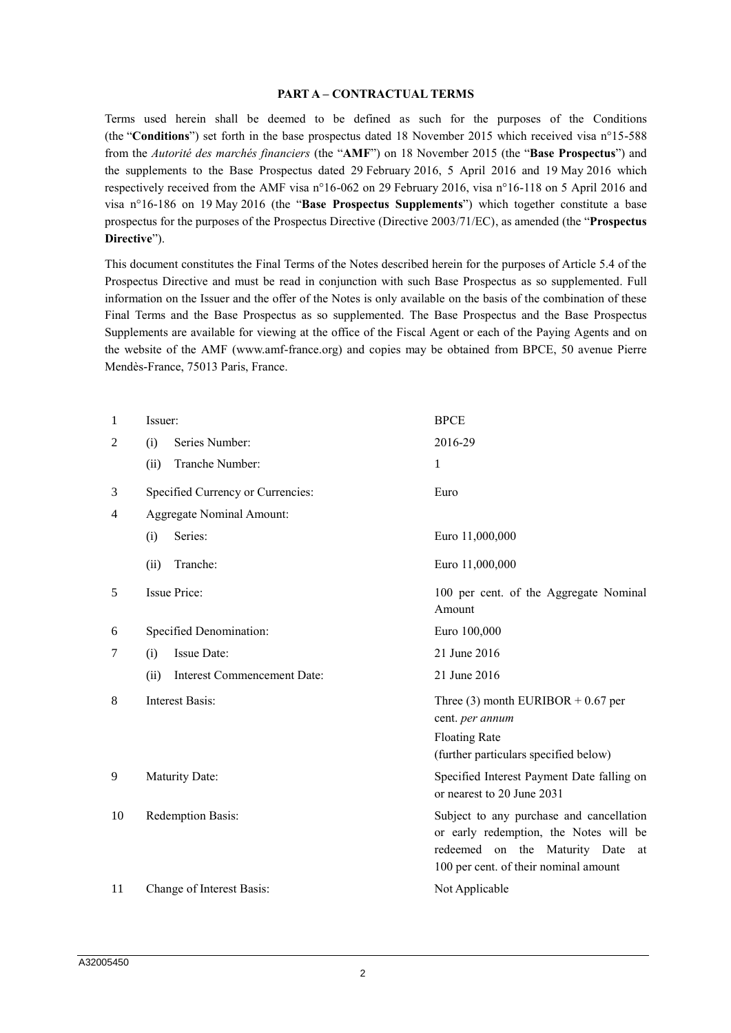## PART A – CONTRACTUAL TERMS

Terms used herein shall be deemed to be defined as such for the purposes of the Conditions (the "**Conditions**") set forth in the base prospectus dated 18 November 2015 which received visa n°15-588 from the *Autorité des marchés financiers* (the "**AMF**") on 18 November 2015 (the "**Base Prospectus**") and the supplements to the Base Prospectus dated 29 February 2016, 5 April 2016 and 19 May 2016 which respectively received from the AMF visa n°16-062 on 29 February 2016, visa n°16-118 on 5 April 2016 and visa n°16-186 on 19 May 2016 (the "**Base Prospectus Supplements**") which together constitute a base prospectus for the purposes of the Prospectus Directive (Directive 2003/71/EC), as amended (the "**Prospectus Directive**").

This document constitutes the Final Terms of the Notes described herein for the purposes of Article 5.4 of the Prospectus Directive and must be read in conjunction with such Base Prospectus as so supplemented. Full information on the Issuer and the offer of the Notes is only available on the basis of the combination of these Final Terms and the Base Prospectus as so supplemented. The Base Prospectus and the Base Prospectus Supplements are available for viewing at the office of the Fiscal Agent or each of the Paying Agents and on the website of the AMF (www.amf-france.org) and copies may be obtained from BPCE, 50 avenue Pierre Mendès-France, 75013 Paris, France.

| | | |
|---|---|---|
| 1 | Issuer: | BPCE |
| 2 | (i) Series Number: | 2016-29 |
| | (ii) Tranche Number: | 1 |
| 3 | Specified Currency or Currencies: | Euro |
| 4 | Aggregate Nominal Amount: | |
| | (i) Series: | Euro 11,000,000 |
| | (ii) Tranche: | Euro 11,000,000 |
| 5 | Issue Price: | 100 per cent. of the Aggregate Nominal Amount |
| 6 | Specified Denomination: | Euro 100,000 |
| 7 | (i) Issue Date: | 21 June 2016 |
| | (ii) Interest Commencement Date: | 21 June 2016 |
| 8 | Interest Basis: | Three (3) month EURIBOR + 0.67 per cent. *per annum*<br>Floating Rate<br>(further particulars specified below) |
| 9 | Maturity Date: | Specified Interest Payment Date falling on or nearest to 20 June 2031 |
| 10 | Redemption Basis: | Subject to any purchase and cancellation or early redemption, the Notes will be redeemed on the Maturity Date at 100 per cent. of their nominal amount |
| 11 | Change of Interest Basis: | Not Applicable |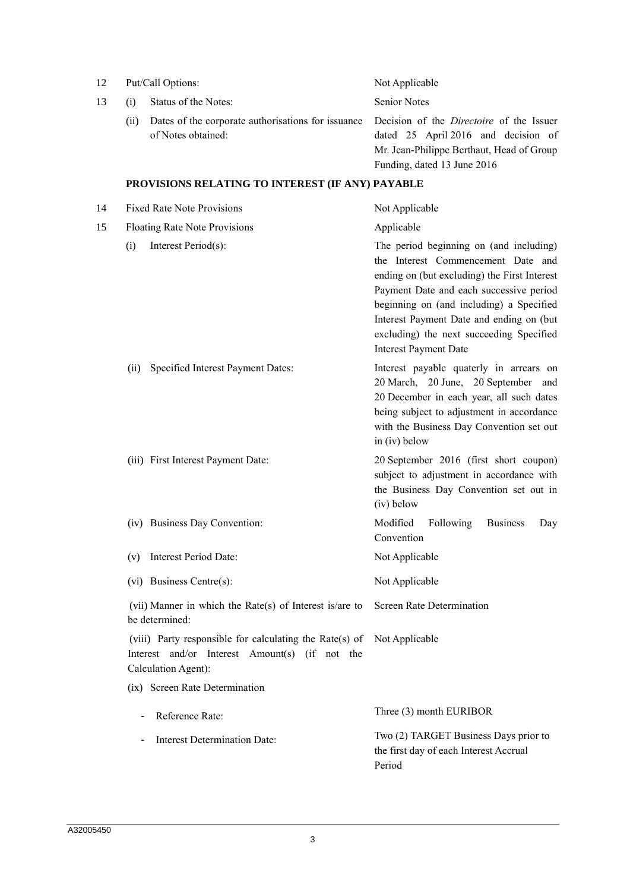| | | |
|---|---|---|
| 12 | Put/Call Options: | Not Applicable |
| 13 | (i) Status of the Notes: | Senior Notes |
| | (ii) Dates of the corporate authorisations for issuance of Notes obtained: | Decision of the *Directoire* of the Issuer dated 25 April 2016 and decision of Mr. Jean-Philippe Berthaut, Head of Group Funding, dated 13 June 2016 |

**PROVISIONS RELATING TO INTEREST (IF ANY) PAYABLE**

| | | |
|---|---|---|
| 14 | Fixed Rate Note Provisions | Not Applicable |
| 15 | Floating Rate Note Provisions | Applicable |
| | (i) Interest Period(s): | The period beginning on (and including) the Interest Commencement Date and ending on (but excluding) the First Interest Payment Date and each successive period beginning on (and including) a Specified Interest Payment Date and ending on (but excluding) the next succeeding Specified Interest Payment Date |
| | (ii) Specified Interest Payment Dates: | Interest payable quaterly in arrears on 20 March, 20 June, 20 September and 20 December in each year, all such dates being subject to adjustment in accordance with the Business Day Convention set out in (iv) below |
| | (iii) First Interest Payment Date: | 20 September 2016 (first short coupon) subject to adjustment in accordance with the Business Day Convention set out in (iv) below |
| | (iv) Business Day Convention: | Modified Following Business Day Convention |
| | (v) Interest Period Date: | Not Applicable |
| | (vi) Business Centre(s): | Not Applicable |
| | (vii) Manner in which the Rate(s) of Interest is/are to be determined: | Screen Rate Determination |
| | (viii) Party responsible for calculating the Rate(s) of Interest and/or Interest Amount(s) (if not the Calculation Agent): | Not Applicable |
| | (ix) Screen Rate Determination | |
| | - Reference Rate: | Three (3) month EURIBOR |
| | - Interest Determination Date: | Two (2) TARGET Business Days prior to the first day of each Interest Accrual Period |

A32005450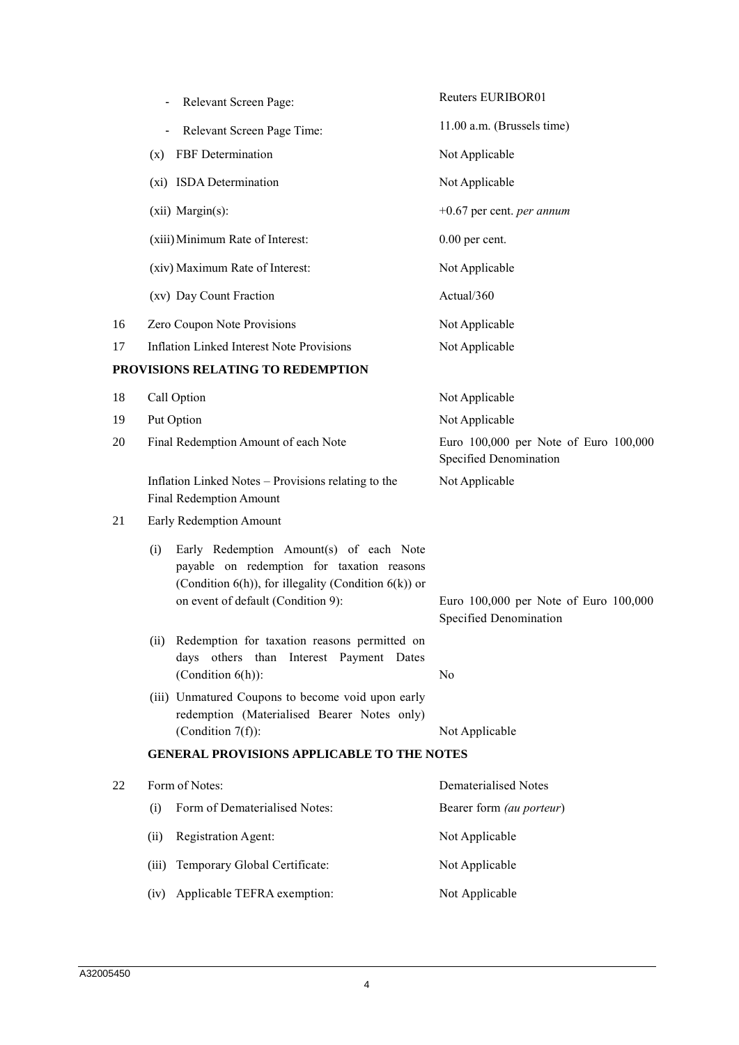| | | |
|---|---|---|
| | - Relevant Screen Page: | Reuters EURIBOR01 |
| | - Relevant Screen Page Time: | 11.00 a.m. (Brussels time) |
| | (x) FBF Determination | Not Applicable |
| | (xi) ISDA Determination | Not Applicable |
| | (xii) Margin(s): | +0.67 per cent. *per annum* |
| | (xiii) Minimum Rate of Interest: | 0.00 per cent. |
| | (xiv) Maximum Rate of Interest: | Not Applicable |
| | (xv) Day Count Fraction | Actual/360 |
| 16 | Zero Coupon Note Provisions | Not Applicable |
| 17 | Inflation Linked Interest Note Provisions | Not Applicable |

**PROVISIONS RELATING TO REDEMPTION**

| | | |
|---|---|---|
| 18 | Call Option | Not Applicable |
| 19 | Put Option | Not Applicable |
| 20 | Final Redemption Amount of each Note | Euro 100,000 per Note of Euro 100,000 Specified Denomination |
| | Inflation Linked Notes – Provisions relating to the Final Redemption Amount | Not Applicable |
| 21 | Early Redemption Amount | |
| | (i) Early Redemption Amount(s) of each Note payable on redemption for taxation reasons (Condition 6(h)), for illegality (Condition 6(k)) or on event of default (Condition 9): | Euro 100,000 per Note of Euro 100,000 Specified Denomination |
| | (ii) Redemption for taxation reasons permitted on days others than Interest Payment Dates (Condition 6(h)): | No |
| | (iii) Unmatured Coupons to become void upon early redemption (Materialised Bearer Notes only) (Condition 7(f)): | Not Applicable |

**GENERAL PROVISIONS APPLICABLE TO THE NOTES**

| | | |
|---|---|---|
| 22 | Form of Notes: | Dematerialised Notes |
| | (i) Form of Dematerialised Notes: | Bearer form *(au porteur)* |
| | (ii) Registration Agent: | Not Applicable |
| | (iii) Temporary Global Certificate: | Not Applicable |
| | (iv) Applicable TEFRA exemption: | Not Applicable |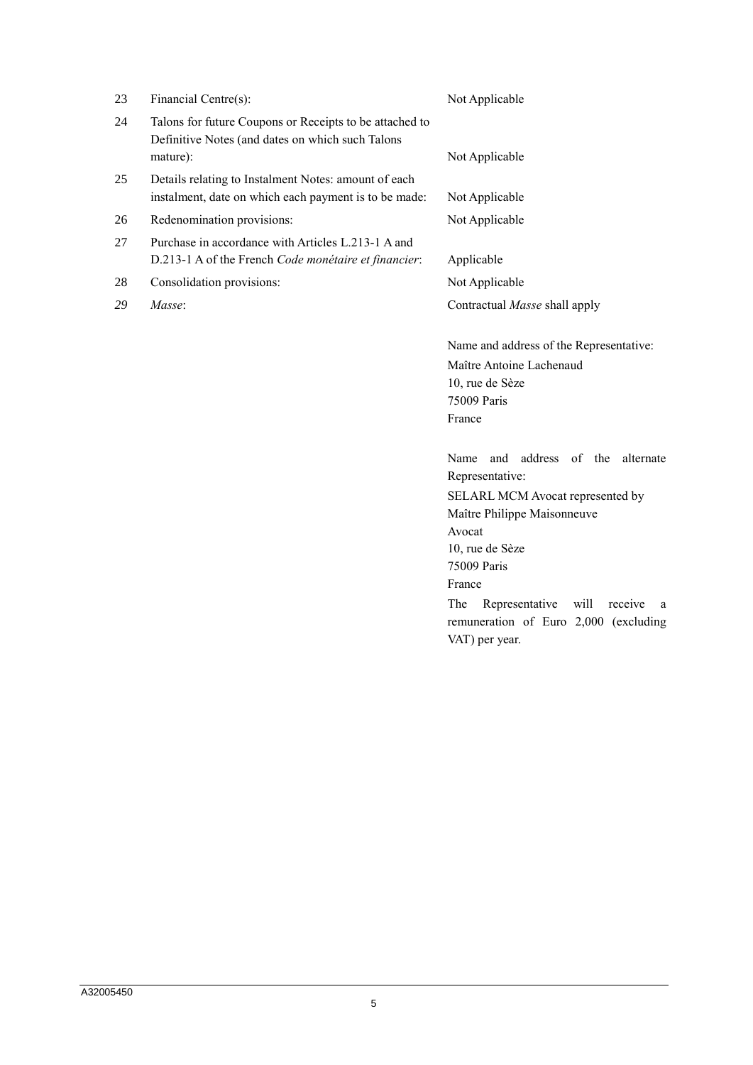| | | |
|---|---|---|
| 23 | Financial Centre(s): | Not Applicable |
| 24 | Talons for future Coupons or Receipts to be attached to Definitive Notes (and dates on which such Talons mature): | Not Applicable |
| 25 | Details relating to Instalment Notes: amount of each instalment, date on which each payment is to be made: | Not Applicable |
| 26 | Redenomination provisions: | Not Applicable |
| 27 | Purchase in accordance with Articles L.213-1 A and D.213-1 A of the French *Code monétaire et financier*: | Applicable |
| 28 | Consolidation provisions: | Not Applicable |
| *29* | *Masse*: | Contractual *Masse* shall apply<br><br>Name and address of the Representative:<br>Maître Antoine Lachenaud<br>10, rue de Sèze<br>75009 Paris<br>France<br><br>Name and address of the alternate Representative:<br>SELARL MCM Avocat represented by Maître Philippe Maisonneuve<br>Avocat<br>10, rue de Sèze<br>75009 Paris<br>France<br>The Representative will receive a remuneration of Euro 2,000 (excluding VAT) per year. |

A32005450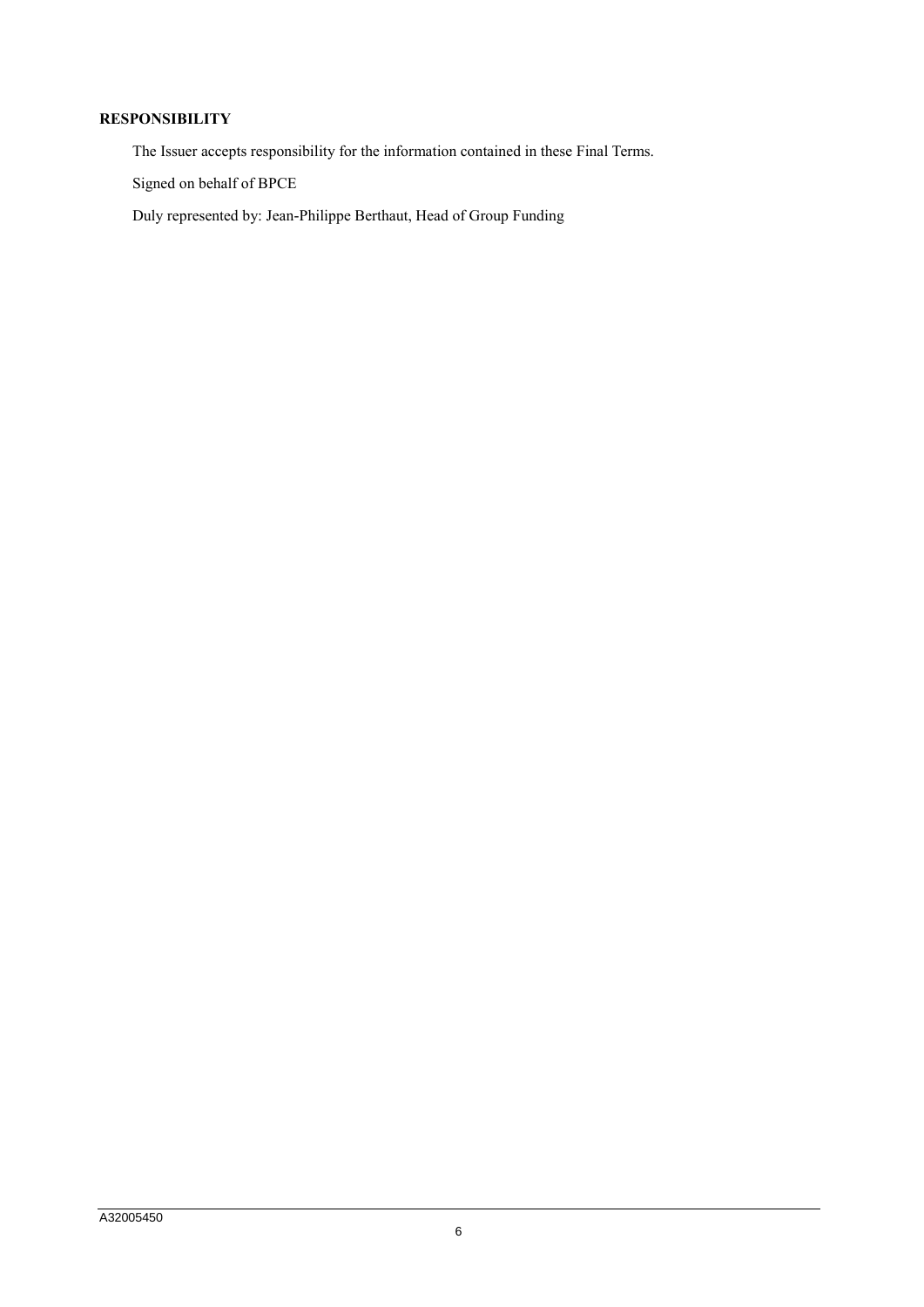**RESPONSIBILITY**

The Issuer accepts responsibility for the information contained in these Final Terms.

Signed on behalf of BPCE

Duly represented by: Jean-Philippe Berthaut, Head of Group Funding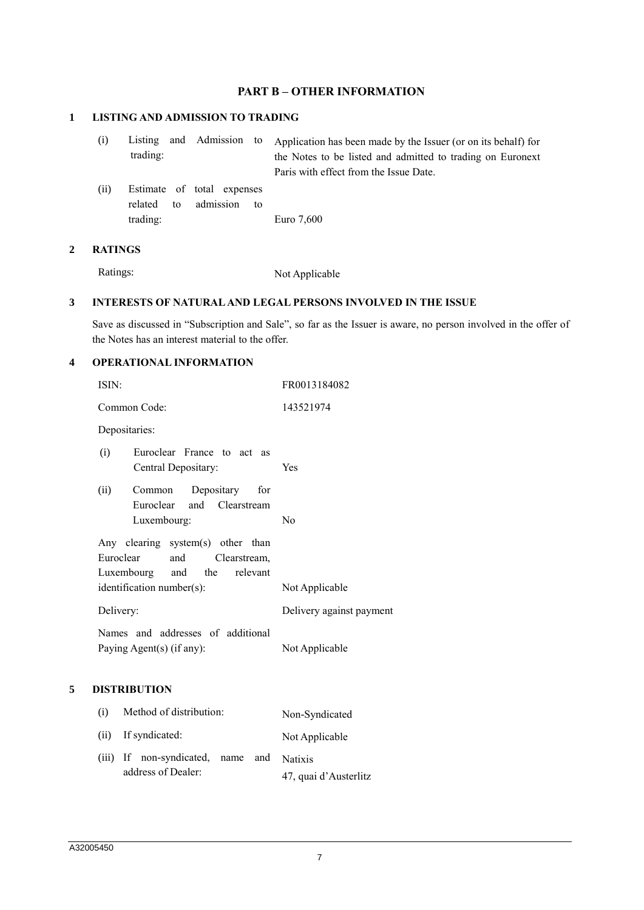## PART B – OTHER INFORMATION

### 1 LISTING AND ADMISSION TO TRADING

| | |
|---|---|
| (i) Listing and Admission to trading: | Application has been made by the Issuer (or on its behalf) for the Notes to be listed and admitted to trading on Euronext Paris with effect from the Issue Date. |
| (ii) Estimate of total expenses related to admission to trading: | Euro 7,600 |

### 2 RATINGS

| | |
|---|---|
| Ratings: | Not Applicable |

### 3 INTERESTS OF NATURAL AND LEGAL PERSONS INVOLVED IN THE ISSUE

Save as discussed in "Subscription and Sale", so far as the Issuer is aware, no person involved in the offer of the Notes has an interest material to the offer.

### 4 OPERATIONAL INFORMATION

| | |
|---|---|
| ISIN: | FR0013184082 |
| Common Code: | 143521974 |
| Depositaries: | |
| (i) Euroclear France to act as Central Depositary: | Yes |
| (ii) Common Depositary for Euroclear and Clearstream Luxembourg: | No |
| Any clearing system(s) other than Euroclear and Clearstream, Luxembourg and the relevant identification number(s): | Not Applicable |
| Delivery: | Delivery against payment |
| Names and addresses of additional Paying Agent(s) (if any): | Not Applicable |

### 5 DISTRIBUTION

| | |
|---|---|
| (i) Method of distribution: | Non-Syndicated |
| (ii) If syndicated: | Not Applicable |
| (iii) If non-syndicated, name and address of Dealer: | Natixis<br>47, quai d'Austerlitz |

A32005450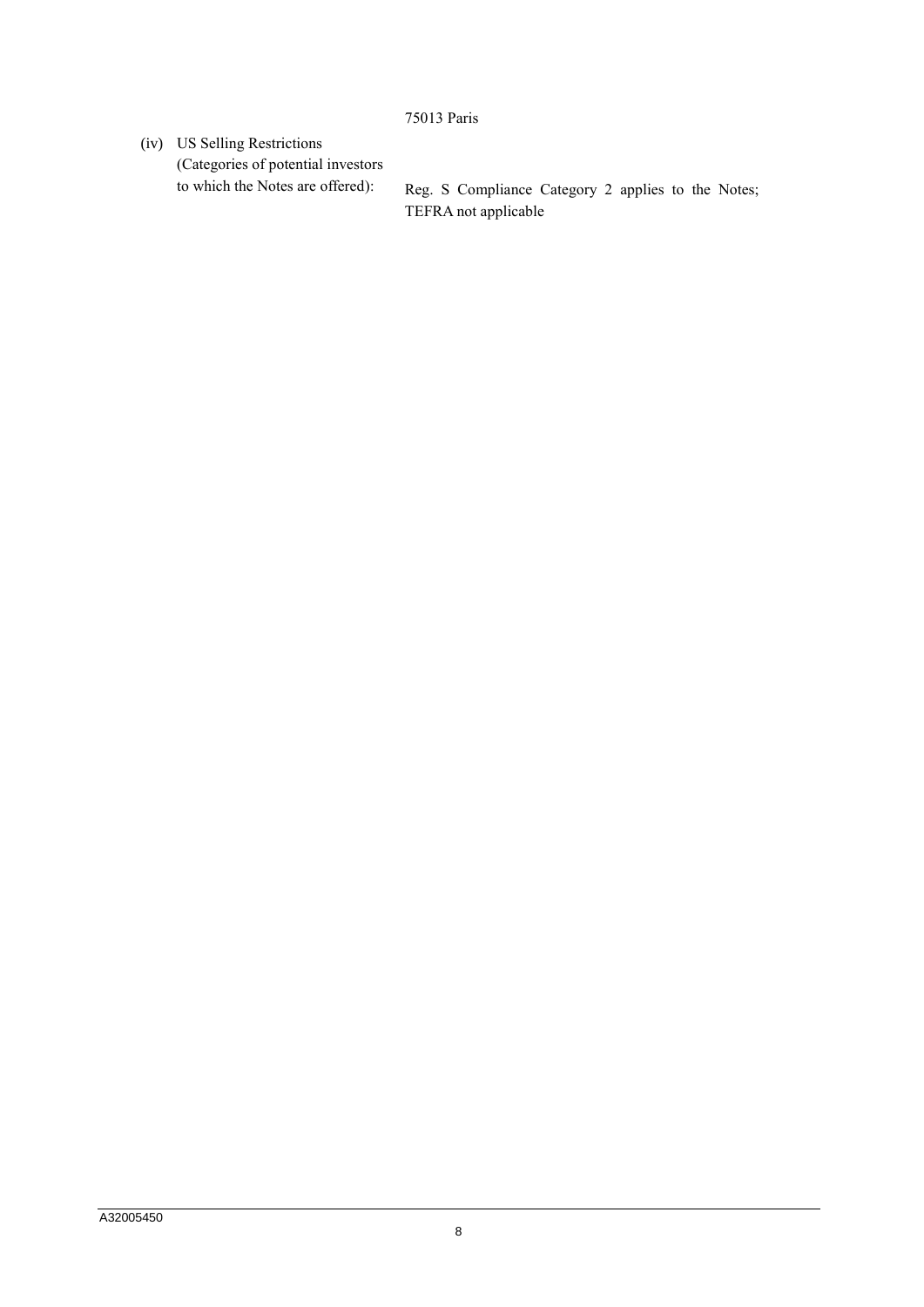75013 Paris

(iv) US Selling Restrictions (Categories of potential investors to which the Notes are offered): Reg. S Compliance Category 2 applies to the Notes; TEFRA not applicable